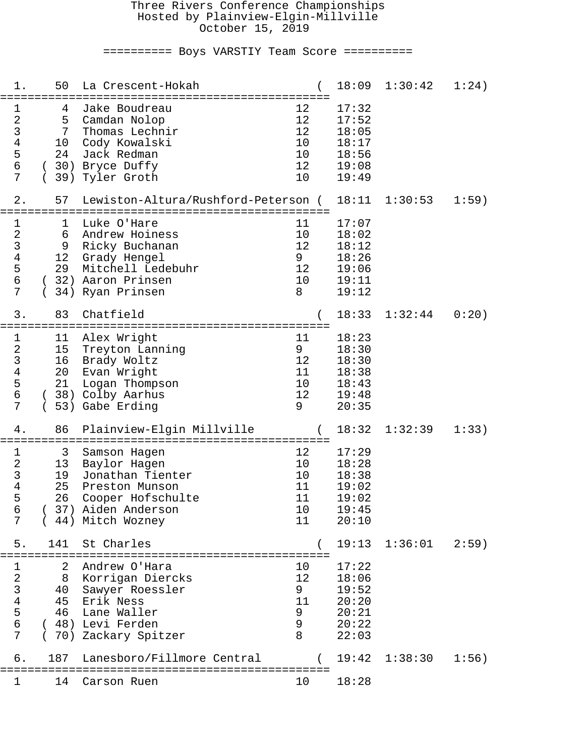# Three Rivers Conference Championships
## Hosted by Plainview-Elgin-Millville
### October 15, 2019

========== Boys VARSTIY Team Score ==========

| Place | Score | Team | | Avg | Total | Spread |
|---|---|---|---|---|---|---|
| 1. | 50 | La Crescent-Hokah | | 18:09 | 1:30:42 | 1:24 |

| # | Place | Name | Yr | Time |
|---|---|---|---|---|
| 1 | 4 | Jake Boudreau | 12 | 17:32 |
| 2 | 5 | Camdan Nolop | 12 | 17:52 |
| 3 | 7 | Thomas Lechnir | 12 | 18:05 |
| 4 | 10 | Cody Kowalski | 10 | 18:17 |
| 5 | 24 | Jack Redman | 10 | 18:56 |
| 6 | (30) | Bryce Duffy | 12 | 19:08 |
| 7 | (39) | Tyler Groth | 10 | 19:49 |

| Place | Score | Team | | Avg | Total | Spread |
|---|---|---|---|---|---|---|
| 2. | 57 | Lewiston-Altura/Rushford-Peterson | | 18:11 | 1:30:53 | 1:59 |

| # | Place | Name | Yr | Time |
|---|---|---|---|---|
| 1 | 1 | Luke O'Hare | 11 | 17:07 |
| 2 | 6 | Andrew Hoiness | 10 | 18:02 |
| 3 | 9 | Ricky Buchanan | 12 | 18:12 |
| 4 | 12 | Grady Hengel | 9 | 18:26 |
| 5 | 29 | Mitchell Ledebuhr | 12 | 19:06 |
| 6 | (32) | Aaron Prinsen | 10 | 19:11 |
| 7 | (34) | Ryan Prinsen | 8 | 19:12 |

| Place | Score | Team | | Avg | Total | Spread |
|---|---|---|---|---|---|---|
| 3. | 83 | Chatfield | | 18:33 | 1:32:44 | 0:20 |

| # | Place | Name | Yr | Time |
|---|---|---|---|---|
| 1 | 11 | Alex Wright | 11 | 18:23 |
| 2 | 15 | Treyton Lanning | 9 | 18:30 |
| 3 | 16 | Brady Woltz | 12 | 18:30 |
| 4 | 20 | Evan Wright | 11 | 18:38 |
| 5 | 21 | Logan Thompson | 10 | 18:43 |
| 6 | (38) | Colby Aarhus | 12 | 19:48 |
| 7 | (53) | Gabe Erding | 9 | 20:35 |

| Place | Score | Team | | Avg | Total | Spread |
|---|---|---|---|---|---|---|
| 4. | 86 | Plainview-Elgin Millville | | 18:32 | 1:32:39 | 1:33 |

| # | Place | Name | Yr | Time |
|---|---|---|---|---|
| 1 | 3 | Samson Hagen | 12 | 17:29 |
| 2 | 13 | Baylor Hagen | 10 | 18:28 |
| 3 | 19 | Jonathan Tienter | 10 | 18:38 |
| 4 | 25 | Preston Munson | 11 | 19:02 |
| 5 | 26 | Cooper Hofschulte | 11 | 19:02 |
| 6 | (37) | Aiden Anderson | 10 | 19:45 |
| 7 | (44) | Mitch Wozney | 11 | 20:10 |

| Place | Score | Team | | Avg | Total | Spread |
|---|---|---|---|---|---|---|
| 5. | 141 | St Charles | | 19:13 | 1:36:01 | 2:59 |

| # | Place | Name | Yr | Time |
|---|---|---|---|---|
| 1 | 2 | Andrew O'Hara | 10 | 17:22 |
| 2 | 8 | Korrigan Diercks | 12 | 18:06 |
| 3 | 40 | Sawyer Roessler | 9 | 19:52 |
| 4 | 45 | Erik Ness | 11 | 20:20 |
| 5 | 46 | Lane Waller | 9 | 20:21 |
| 6 | (48) | Levi Ferden | 9 | 20:22 |
| 7 | (70) | Zackary Spitzer | 8 | 22:03 |

| Place | Score | Team | | Avg | Total | Spread |
|---|---|---|---|---|---|---|
| 6. | 187 | Lanesboro/Fillmore Central | | 19:42 | 1:38:30 | 1:56 |

| # | Place | Name | Yr | Time |
|---|---|---|---|---|
| 1 | 14 | Carson Ruen | 10 | 18:28 |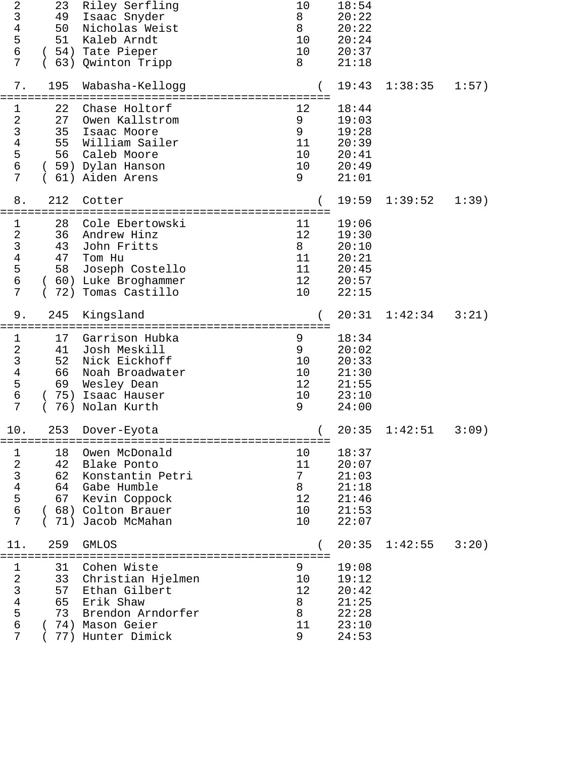```
  2     23  Riley Serfling                   10    18:54
  3     49  Isaac Snyder                     8     20:22
  4     50  Nicholas Weist                   8     20:22
  5     51  Kaleb Arndt                      10    20:24
  6   ( 54) Tate Pieper                      10    20:37
  7   ( 63) Qwinton Tripp                    8     21:18

  7.   195  Wabasha-Kellogg                     (  19:43  1:38:35   1:57)
================================================
  1     22  Chase Holtorf                    12    18:44
  2     27  Owen Kallstrom                   9     19:03
  3     35  Isaac Moore                      9     19:28
  4     55  William Sailer                   11    20:39
  5     56  Caleb Moore                      10    20:41
  6   ( 59) Dylan Hanson                     10    20:49
  7   ( 61) Aiden Arens                      9     21:01

  8.   212  Cotter                              (  19:59  1:39:52   1:39)
================================================
  1     28  Cole Ebertowski                  11    19:06
  2     36  Andrew Hinz                      12    19:30
  3     43  John Fritts                      8     20:10
  4     47  Tom Hu                           11    20:21
  5     58  Joseph Costello                  11    20:45
  6   ( 60) Luke Broghammer                  12    20:57
  7   ( 72) Tomas Castillo                   10    22:15

  9.   245  Kingsland                           (  20:31  1:42:34   3:21)
================================================
  1     17  Garrison Hubka                   9     18:34
  2     41  Josh Meskill                     9     20:02
  3     52  Nick Eickhoff                    10    20:33
  4     66  Noah Broadwater                  10    21:30
  5     69  Wesley Dean                      12    21:55
  6   ( 75) Isaac Hauser                     10    23:10
  7   ( 76) Nolan Kurth                      9     24:00

 10.   253  Dover-Eyota                         (  20:35  1:42:51   3:09)
================================================
  1     18  Owen McDonald                    10    18:37
  2     42  Blake Ponto                      11    20:07
  3     62  Konstantin Petri                 7     21:03
  4     64  Gabe Humble                      8     21:18
  5     67  Kevin Coppock                    12    21:46
  6   ( 68) Colton Brauer                    10    21:53
  7   ( 71) Jacob McMahan                    10    22:07

 11.   259  GMLOS                               (  20:35  1:42:55   3:20)
================================================
  1     31  Cohen Wiste                      9     19:08
  2     33  Christian Hjelmen                10    19:12
  3     57  Ethan Gilbert                    12    20:42
  4     65  Erik Shaw                        8     21:25
  5     73  Brendon Arndorfer                8     22:28
  6   ( 74) Mason Geier                      11    23:10
  7   ( 77) Hunter Dimick                    9     24:53
```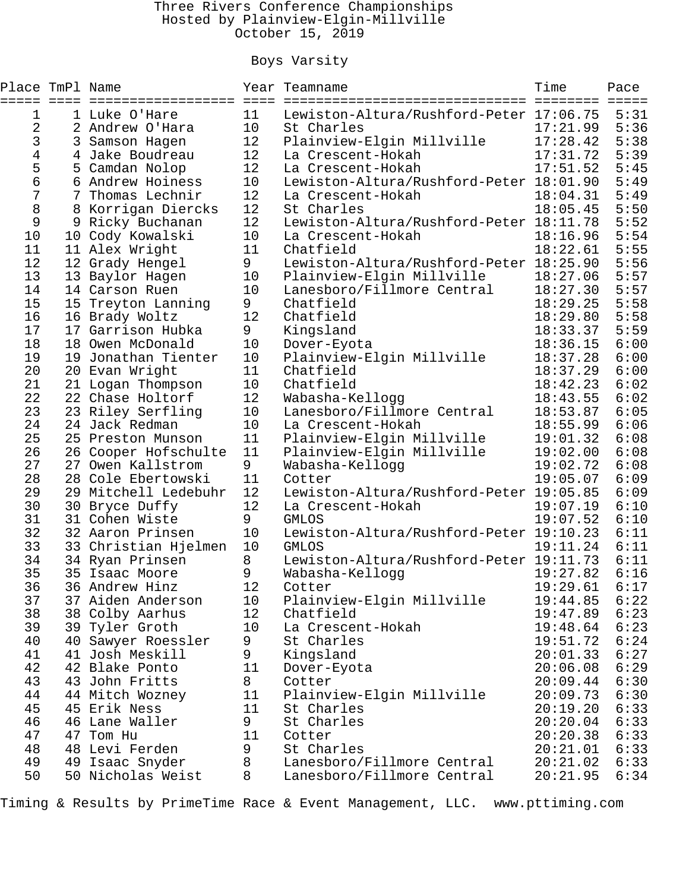Three Rivers Conference Championships
Hosted by Plainview-Elgin-Millville
October 15, 2019

## Boys Varsity

| Place | TmPl | Name | Year | Teamname | Time | Pace |
|---|---|---|---|---|---|---|
| 1 | 1 | Luke O'Hare | 11 | Lewiston-Altura/Rushford-Peter | 17:06.75 | 5:31 |
| 2 | 2 | Andrew O'Hara | 10 | St Charles | 17:21.99 | 5:36 |
| 3 | 3 | Samson Hagen | 12 | Plainview-Elgin Millville | 17:28.42 | 5:38 |
| 4 | 4 | Jake Boudreau | 12 | La Crescent-Hokah | 17:31.72 | 5:39 |
| 5 | 5 | Camdan Nolop | 12 | La Crescent-Hokah | 17:51.52 | 5:45 |
| 6 | 6 | Andrew Hoiness | 10 | Lewiston-Altura/Rushford-Peter | 18:01.90 | 5:49 |
| 7 | 7 | Thomas Lechnir | 12 | La Crescent-Hokah | 18:04.31 | 5:49 |
| 8 | 8 | Korrigan Diercks | 12 | St Charles | 18:05.45 | 5:50 |
| 9 | 9 | Ricky Buchanan | 12 | Lewiston-Altura/Rushford-Peter | 18:11.78 | 5:52 |
| 10 | 10 | Cody Kowalski | 10 | La Crescent-Hokah | 18:16.96 | 5:54 |
| 11 | 11 | Alex Wright | 11 | Chatfield | 18:22.61 | 5:55 |
| 12 | 12 | Grady Hengel | 9 | Lewiston-Altura/Rushford-Peter | 18:25.90 | 5:56 |
| 13 | 13 | Baylor Hagen | 10 | Plainview-Elgin Millville | 18:27.06 | 5:57 |
| 14 | 14 | Carson Ruen | 10 | Lanesboro/Fillmore Central | 18:27.30 | 5:57 |
| 15 | 15 | Treyton Lanning | 9 | Chatfield | 18:29.25 | 5:58 |
| 16 | 16 | Brady Woltz | 12 | Chatfield | 18:29.80 | 5:58 |
| 17 | 17 | Garrison Hubka | 9 | Kingsland | 18:33.37 | 5:59 |
| 18 | 18 | Owen McDonald | 10 | Dover-Eyota | 18:36.15 | 6:00 |
| 19 | 19 | Jonathan Tienter | 10 | Plainview-Elgin Millville | 18:37.28 | 6:00 |
| 20 | 20 | Evan Wright | 11 | Chatfield | 18:37.29 | 6:00 |
| 21 | 21 | Logan Thompson | 10 | Chatfield | 18:42.23 | 6:02 |
| 22 | 22 | Chase Holtorf | 12 | Wabasha-Kellogg | 18:43.55 | 6:02 |
| 23 | 23 | Riley Serfling | 10 | Lanesboro/Fillmore Central | 18:53.87 | 6:05 |
| 24 | 24 | Jack Redman | 10 | La Crescent-Hokah | 18:55.99 | 6:06 |
| 25 | 25 | Preston Munson | 11 | Plainview-Elgin Millville | 19:01.32 | 6:08 |
| 26 | 26 | Cooper Hofschulte | 11 | Plainview-Elgin Millville | 19:02.00 | 6:08 |
| 27 | 27 | Owen Kallstrom | 9 | Wabasha-Kellogg | 19:02.72 | 6:08 |
| 28 | 28 | Cole Ebertowski | 11 | Cotter | 19:05.07 | 6:09 |
| 29 | 29 | Mitchell Ledebuhr | 12 | Lewiston-Altura/Rushford-Peter | 19:05.85 | 6:09 |
| 30 | 30 | Bryce Duffy | 12 | La Crescent-Hokah | 19:07.19 | 6:10 |
| 31 | 31 | Cohen Wiste | 9 | GMLOS | 19:07.52 | 6:10 |
| 32 | 32 | Aaron Prinsen | 10 | Lewiston-Altura/Rushford-Peter | 19:10.23 | 6:11 |
| 33 | 33 | Christian Hjelmen | 10 | GMLOS | 19:11.24 | 6:11 |
| 34 | 34 | Ryan Prinsen | 8 | Lewiston-Altura/Rushford-Peter | 19:11.73 | 6:11 |
| 35 | 35 | Isaac Moore | 9 | Wabasha-Kellogg | 19:27.82 | 6:16 |
| 36 | 36 | Andrew Hinz | 12 | Cotter | 19:29.61 | 6:17 |
| 37 | 37 | Aiden Anderson | 10 | Plainview-Elgin Millville | 19:44.85 | 6:22 |
| 38 | 38 | Colby Aarhus | 12 | Chatfield | 19:47.89 | 6:23 |
| 39 | 39 | Tyler Groth | 10 | La Crescent-Hokah | 19:48.64 | 6:23 |
| 40 | 40 | Sawyer Roessler | 9 | St Charles | 19:51.72 | 6:24 |
| 41 | 41 | Josh Meskill | 9 | Kingsland | 20:01.33 | 6:27 |
| 42 | 42 | Blake Ponto | 11 | Dover-Eyota | 20:06.08 | 6:29 |
| 43 | 43 | John Fritts | 8 | Cotter | 20:09.44 | 6:30 |
| 44 | 44 | Mitch Wozney | 11 | Plainview-Elgin Millville | 20:09.73 | 6:30 |
| 45 | 45 | Erik Ness | 11 | St Charles | 20:19.20 | 6:33 |
| 46 | 46 | Lane Waller | 9 | St Charles | 20:20.04 | 6:33 |
| 47 | 47 | Tom Hu | 11 | Cotter | 20:20.38 | 6:33 |
| 48 | 48 | Levi Ferden | 9 | St Charles | 20:21.01 | 6:33 |
| 49 | 49 | Isaac Snyder | 8 | Lanesboro/Fillmore Central | 20:21.02 | 6:33 |
| 50 | 50 | Nicholas Weist | 8 | Lanesboro/Fillmore Central | 20:21.95 | 6:34 |

Timing & Results by PrimeTime Race & Event Management, LLC. www.pttiming.com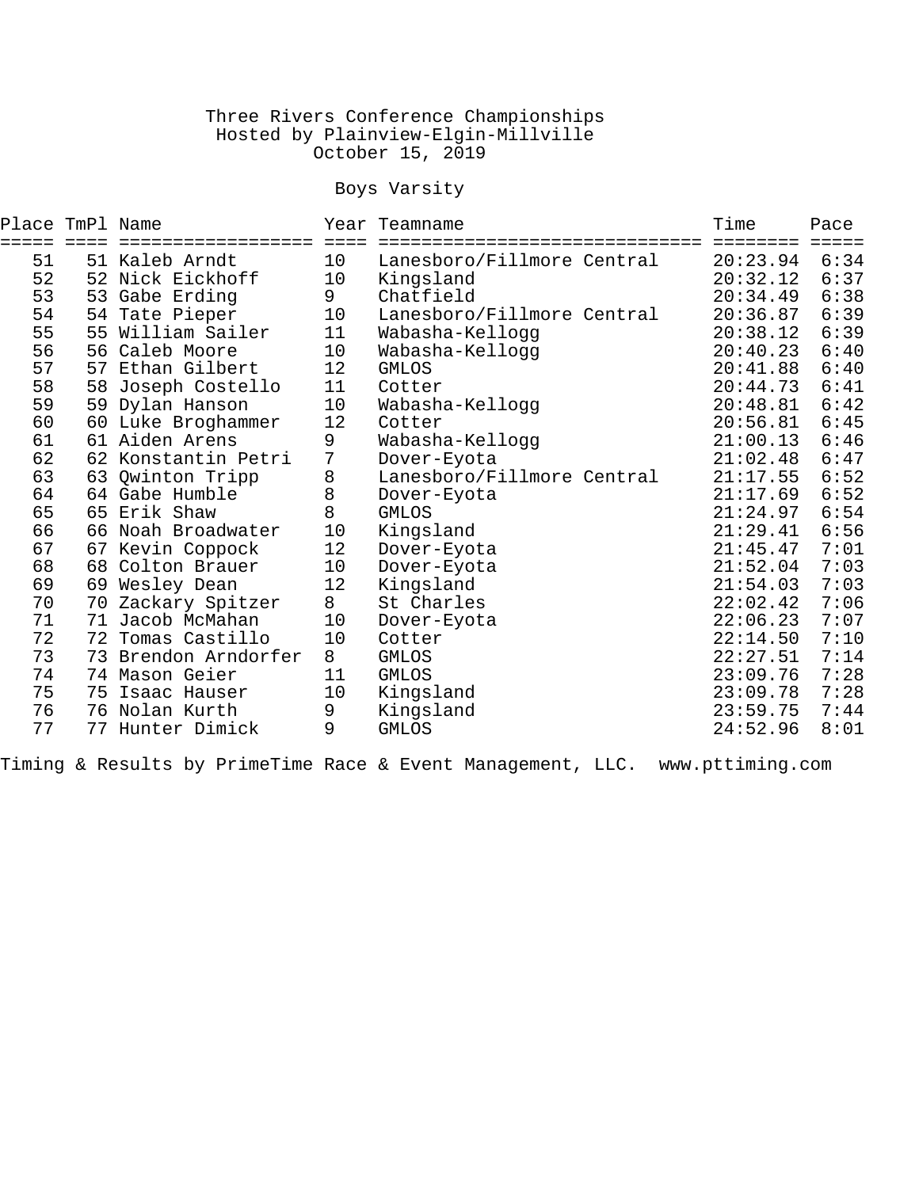Three Rivers Conference Championships
Hosted by Plainview-Elgin-Millville
October 15, 2019

Boys Varsity

| Place | TmPl | Name | Year | Teamname | Time | Pace |
|---|---|---|---|---|---|---|
| 51 | 51 | Kaleb Arndt | 10 | Lanesboro/Fillmore Central | 20:23.94 | 6:34 |
| 52 | 52 | Nick Eickhoff | 10 | Kingsland | 20:32.12 | 6:37 |
| 53 | 53 | Gabe Erding | 9 | Chatfield | 20:34.49 | 6:38 |
| 54 | 54 | Tate Pieper | 10 | Lanesboro/Fillmore Central | 20:36.87 | 6:39 |
| 55 | 55 | William Sailer | 11 | Wabasha-Kellogg | 20:38.12 | 6:39 |
| 56 | 56 | Caleb Moore | 10 | Wabasha-Kellogg | 20:40.23 | 6:40 |
| 57 | 57 | Ethan Gilbert | 12 | GMLOS | 20:41.88 | 6:40 |
| 58 | 58 | Joseph Costello | 11 | Cotter | 20:44.73 | 6:41 |
| 59 | 59 | Dylan Hanson | 10 | Wabasha-Kellogg | 20:48.81 | 6:42 |
| 60 | 60 | Luke Broghammer | 12 | Cotter | 20:56.81 | 6:45 |
| 61 | 61 | Aiden Arens | 9 | Wabasha-Kellogg | 21:00.13 | 6:46 |
| 62 | 62 | Konstantin Petri | 7 | Dover-Eyota | 21:02.48 | 6:47 |
| 63 | 63 | Qwinton Tripp | 8 | Lanesboro/Fillmore Central | 21:17.55 | 6:52 |
| 64 | 64 | Gabe Humble | 8 | Dover-Eyota | 21:17.69 | 6:52 |
| 65 | 65 | Erik Shaw | 8 | GMLOS | 21:24.97 | 6:54 |
| 66 | 66 | Noah Broadwater | 10 | Kingsland | 21:29.41 | 6:56 |
| 67 | 67 | Kevin Coppock | 12 | Dover-Eyota | 21:45.47 | 7:01 |
| 68 | 68 | Colton Brauer | 10 | Dover-Eyota | 21:52.04 | 7:03 |
| 69 | 69 | Wesley Dean | 12 | Kingsland | 21:54.03 | 7:03 |
| 70 | 70 | Zackary Spitzer | 8 | St Charles | 22:02.42 | 7:06 |
| 71 | 71 | Jacob McMahan | 10 | Dover-Eyota | 22:06.23 | 7:07 |
| 72 | 72 | Tomas Castillo | 10 | Cotter | 22:14.50 | 7:10 |
| 73 | 73 | Brendon Arndorfer | 8 | GMLOS | 22:27.51 | 7:14 |
| 74 | 74 | Mason Geier | 11 | GMLOS | 23:09.76 | 7:28 |
| 75 | 75 | Isaac Hauser | 10 | Kingsland | 23:09.78 | 7:28 |
| 76 | 76 | Nolan Kurth | 9 | Kingsland | 23:59.75 | 7:44 |
| 77 | 77 | Hunter Dimick | 9 | GMLOS | 24:52.96 | 8:01 |

Timing & Results by PrimeTime Race & Event Management, LLC. www.pttiming.com